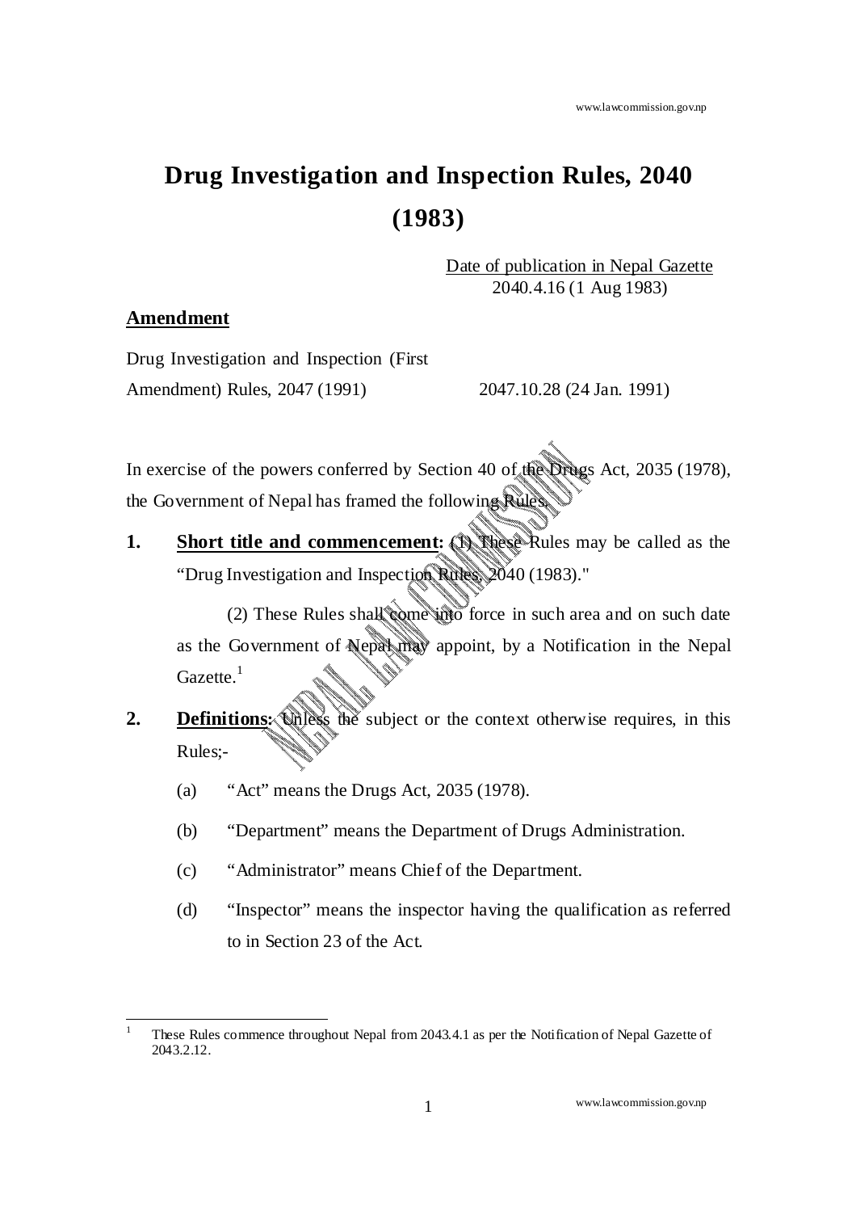# Drug Investigation and Inspection Rules, 2040 (1983)

Date of publication in Nepal Gazette
2040.4.16 (1 Aug 1983)

**Amendment**

Drug Investigation and Inspection (First Amendment) Rules, 2047 (1991) 2047.10.28 (24 Jan. 1991)

In exercise of the powers conferred by Section 40 of the Drugs Act, 2035 (1978), the Government of Nepal has framed the following Rules.

1. **Short title and commencement:** (1) These Rules may be called as the "Drug Investigation and Inspection Rules, 2040 (1983)."

   (2) These Rules shall come into force in such area and on such date as the Government of Nepal may appoint, by a Notification in the Nepal Gazette.[1]

2. **Definitions:** Unless the subject or the context otherwise requires, in this Rules;-

   (a) "Act" means the Drugs Act, 2035 (1978).

   (b) "Department" means the Department of Drugs Administration.

   (c) "Administrator" means Chief of the Department.

   (d) "Inspector" means the inspector having the qualification as referred to in Section 23 of the Act.

---

[1] These Rules commence throughout Nepal from 2043.4.1 as per the Notification of Nepal Gazette of 2043.2.12.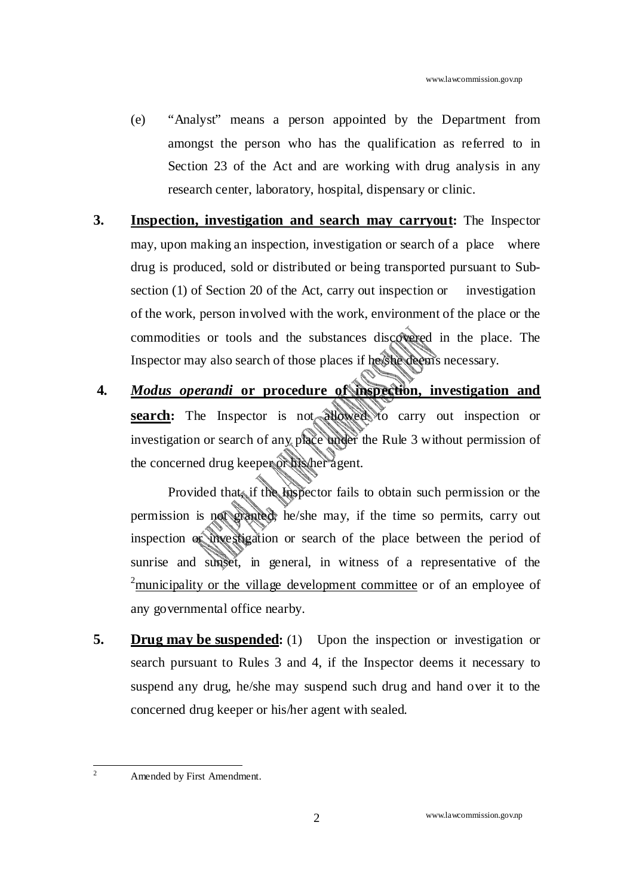(e) "Analyst" means a person appointed by the Department from amongst the person who has the qualification as referred to in Section 23 of the Act and are working with drug analysis in any research center, laboratory, hospital, dispensary or clinic.

**3. Inspection, investigation and search may carryout:** The Inspector may, upon making an inspection, investigation or search of a place where drug is produced, sold or distributed or being transported pursuant to Sub-section (1) of Section 20 of the Act, carry out inspection or investigation of the work, person involved with the work, environment of the place or the commodities or tools and the substances discovered in the place. The Inspector may also search of those places if he/she deems necessary.

**4. *Modus operandi* or procedure of inspection, investigation and search:** The Inspector is not allowed to carry out inspection or investigation or search of any place under the Rule 3 without permission of the concerned drug keeper or his/her agent.

Provided that, if the Inspector fails to obtain such permission or the permission is not granted, he/she may, if the time so permits, carry out inspection or investigation or search of the place between the period of sunrise and sunset, in general, in witness of a representative of the [2]municipality or the village development committee or of an employee of any governmental office nearby.

**5. Drug may be suspended:** (1) Upon the inspection or investigation or search pursuant to Rules 3 and 4, if the Inspector deems it necessary to suspend any drug, he/she may suspend such drug and hand over it to the concerned drug keeper or his/her agent with sealed.

---

[2] Amended by First Amendment.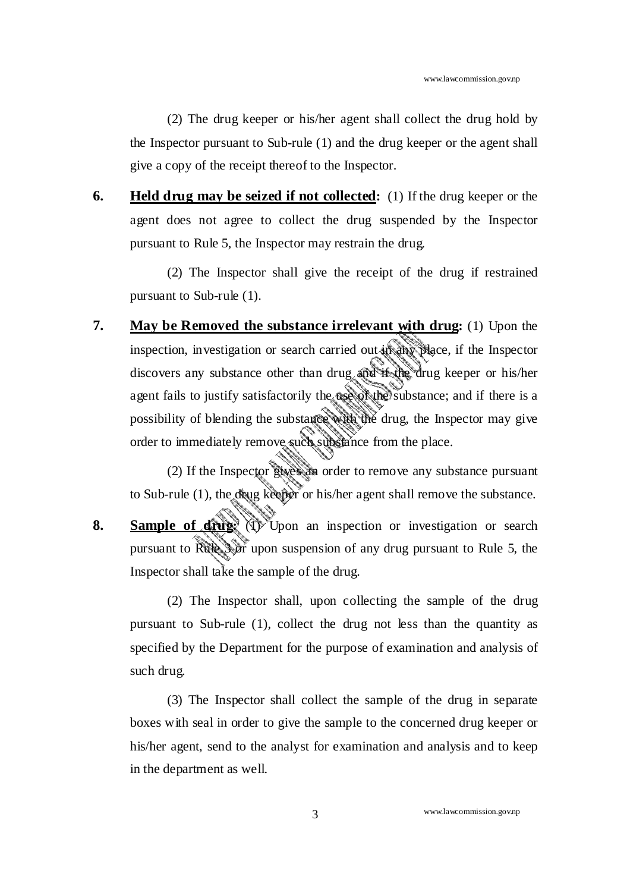(2) The drug keeper or his/her agent shall collect the drug hold by the Inspector pursuant to Sub-rule (1) and the drug keeper or the agent shall give a copy of the receipt thereof to the Inspector.

**6.** **Held drug may be seized if not collected:** (1) If the drug keeper or the agent does not agree to collect the drug suspended by the Inspector pursuant to Rule 5, the Inspector may restrain the drug.

(2) The Inspector shall give the receipt of the drug if restrained pursuant to Sub-rule (1).

**7.** **May be Removed the substance irrelevant with drug:** (1) Upon the inspection, investigation or search carried out in any place, if the Inspector discovers any substance other than drug and if the drug keeper or his/her agent fails to justify satisfactorily the use of the substance; and if there is a possibility of blending the substance with the drug, the Inspector may give order to immediately remove such substance from the place.

(2) If the Inspector gives an order to remove any substance pursuant to Sub-rule (1), the drug keeper or his/her agent shall remove the substance.

**8.** **Sample of drug:** (1) Upon an inspection or investigation or search pursuant to Rule 3 or upon suspension of any drug pursuant to Rule 5, the Inspector shall take the sample of the drug.

(2) The Inspector shall, upon collecting the sample of the drug pursuant to Sub-rule (1), collect the drug not less than the quantity as specified by the Department for the purpose of examination and analysis of such drug.

(3) The Inspector shall collect the sample of the drug in separate boxes with seal in order to give the sample to the concerned drug keeper or his/her agent, send to the analyst for examination and analysis and to keep in the department as well.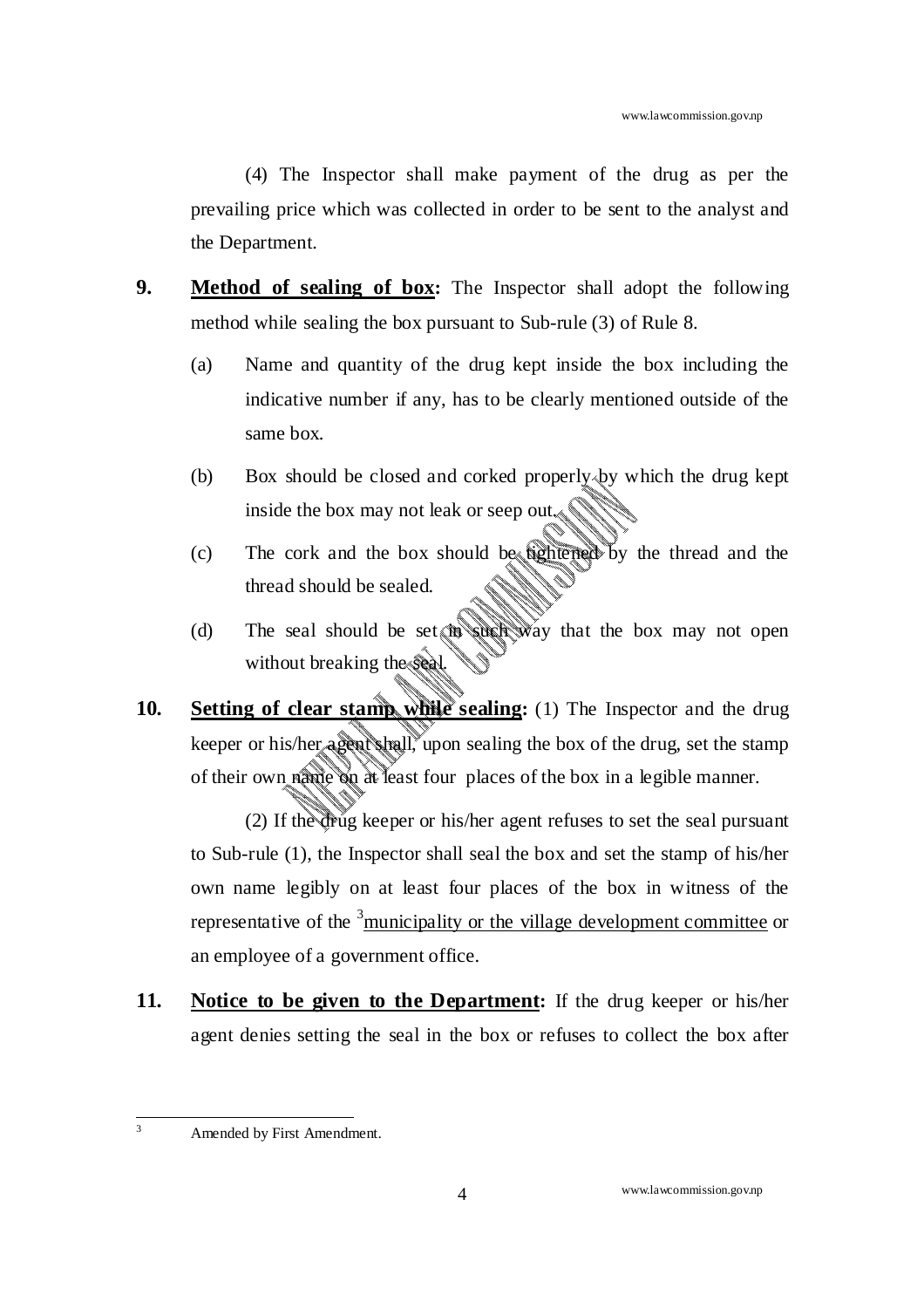(4) The Inspector shall make payment of the drug as per the prevailing price which was collected in order to be sent to the analyst and the Department.

**9. Method of sealing of box:** The Inspector shall adopt the following method while sealing the box pursuant to Sub-rule (3) of Rule 8.

(a) Name and quantity of the drug kept inside the box including the indicative number if any, has to be clearly mentioned outside of the same box.

(b) Box should be closed and corked properly by which the drug kept inside the box may not leak or seep out.

(c) The cork and the box should be tightened by the thread and the thread should be sealed.

(d) The seal should be set in such way that the box may not open without breaking the seal.

**10. Setting of clear stamp while sealing:** (1) The Inspector and the drug keeper or his/her agent shall, upon sealing the box of the drug, set the stamp of their own name on at least four places of the box in a legible manner.

(2) If the drug keeper or his/her agent refuses to set the seal pursuant to Sub-rule (1), the Inspector shall seal the box and set the stamp of his/her own name legibly on at least four places of the box in witness of the representative of the [3]municipality or the village development committee or an employee of a government office.

**11. Notice to be given to the Department:** If the drug keeper or his/her agent denies setting the seal in the box or refuses to collect the box after

---

[3] Amended by First Amendment.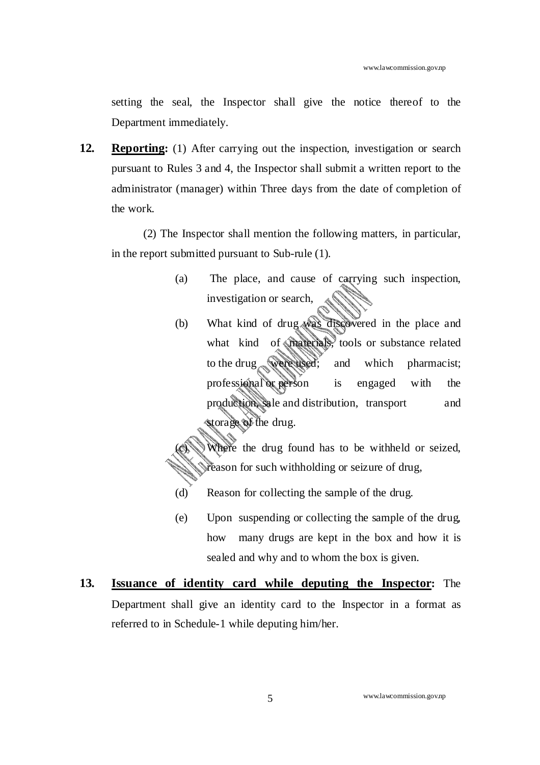setting the seal, the Inspector shall give the notice thereof to the Department immediately.

**12. Reporting:** (1) After carrying out the inspection, investigation or search pursuant to Rules 3 and 4, the Inspector shall submit a written report to the administrator (manager) within Three days from the date of completion of the work.

(2) The Inspector shall mention the following matters, in particular, in the report submitted pursuant to Sub-rule (1).

(a) The place, and cause of carrying such inspection, investigation or search,

(b) What kind of drug was discovered in the place and what kind of materials, tools or substance related to the drug were used; and which pharmacist; professional or person is engaged with the production, sale and distribution, transport and storage of the drug.

(c) Where the drug found has to be withheld or seized, reason for such withholding or seizure of drug,

(d) Reason for collecting the sample of the drug.

(e) Upon suspending or collecting the sample of the drug, how many drugs are kept in the box and how it is sealed and why and to whom the box is given.

**13. Issuance of identity card while deputing the Inspector:** The Department shall give an identity card to the Inspector in a format as referred to in Schedule-1 while deputing him/her.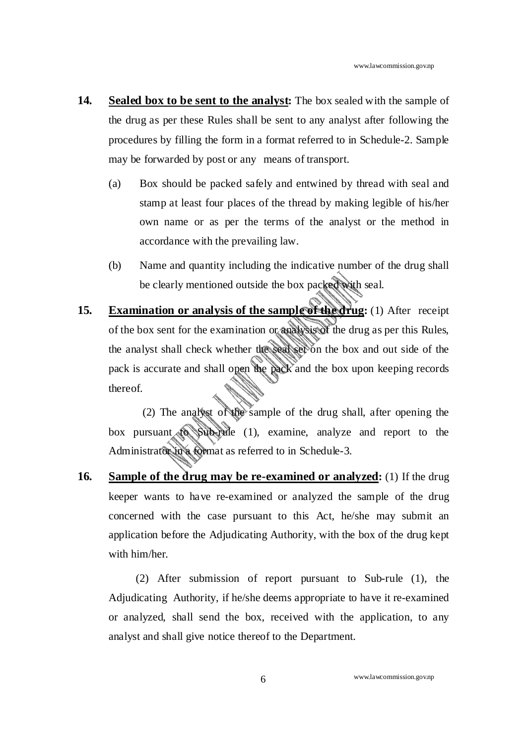**14. Sealed box to be sent to the analyst:** The box sealed with the sample of the drug as per these Rules shall be sent to any analyst after following the procedures by filling the form in a format referred to in Schedule-2. Sample may be forwarded by post or any means of transport.

(a) Box should be packed safely and entwined by thread with seal and stamp at least four places of the thread by making legible of his/her own name or as per the terms of the analyst or the method in accordance with the prevailing law.

(b) Name and quantity including the indicative number of the drug shall be clearly mentioned outside the box packed with seal.

**15. Examination or analysis of the sample of the drug:** (1) After receipt of the box sent for the examination or analysis of the drug as per this Rules, the analyst shall check whether the seal set on the box and out side of the pack is accurate and shall open the pack and the box upon keeping records thereof.

(2) The analyst of the sample of the drug shall, after opening the box pursuant to Sub-rule (1), examine, analyze and report to the Administrator in a format as referred to in Schedule-3.

**16. Sample of the drug may be re-examined or analyzed:** (1) If the drug keeper wants to have re-examined or analyzed the sample of the drug concerned with the case pursuant to this Act, he/she may submit an application before the Adjudicating Authority, with the box of the drug kept with him/her.

(2) After submission of report pursuant to Sub-rule (1), the Adjudicating Authority, if he/she deems appropriate to have it re-examined or analyzed, shall send the box, received with the application, to any analyst and shall give notice thereof to the Department.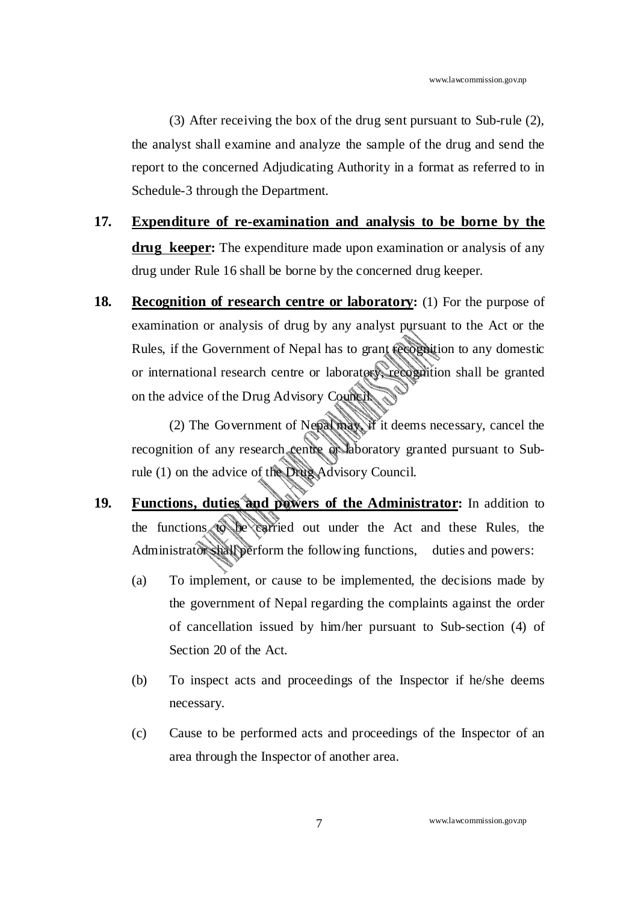(3) After receiving the box of the drug sent pursuant to Sub-rule (2), the analyst shall examine and analyze the sample of the drug and send the report to the concerned Adjudicating Authority in a format as referred to in Schedule-3 through the Department.

**17. Expenditure of re-examination and analysis to be borne by the drug keeper:** The expenditure made upon examination or analysis of any drug under Rule 16 shall be borne by the concerned drug keeper.

**18. Recognition of research centre or laboratory:** (1) For the purpose of examination or analysis of drug by any analyst pursuant to the Act or the Rules, if the Government of Nepal has to grant recognition to any domestic or international research centre or laboratory, recognition shall be granted on the advice of the Drug Advisory Council.

(2) The Government of Nepal may, if it deems necessary, cancel the recognition of any research centre or laboratory granted pursuant to Sub-rule (1) on the advice of the Drug Advisory Council.

**19. Functions, duties and powers of the Administrator:** In addition to the functions to be carried out under the Act and these Rules, the Administrator shall perform the following functions, duties and powers:

(a) To implement, or cause to be implemented, the decisions made by the government of Nepal regarding the complaints against the order of cancellation issued by him/her pursuant to Sub-section (4) of Section 20 of the Act.

(b) To inspect acts and proceedings of the Inspector if he/she deems necessary.

(c) Cause to be performed acts and proceedings of the Inspector of an area through the Inspector of another area.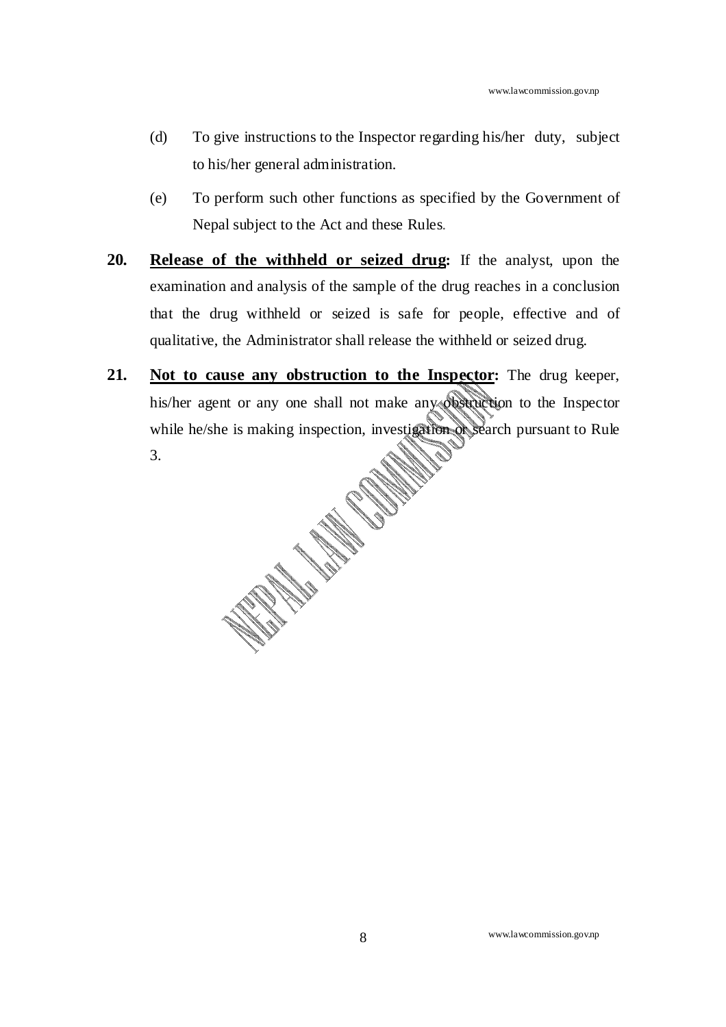(d) To give instructions to the Inspector regarding his/her duty, subject to his/her general administration.

(e) To perform such other functions as specified by the Government of Nepal subject to the Act and these Rules.

**20.** **Release of the withheld or seized drug:** If the analyst, upon the examination and analysis of the sample of the drug reaches in a conclusion that the drug withheld or seized is safe for people, effective and of qualitative, the Administrator shall release the withheld or seized drug.

**21.** **Not to cause any obstruction to the Inspector:** The drug keeper, his/her agent or any one shall not make any obstruction to the Inspector while he/she is making inspection, investigation or search pursuant to Rule 3.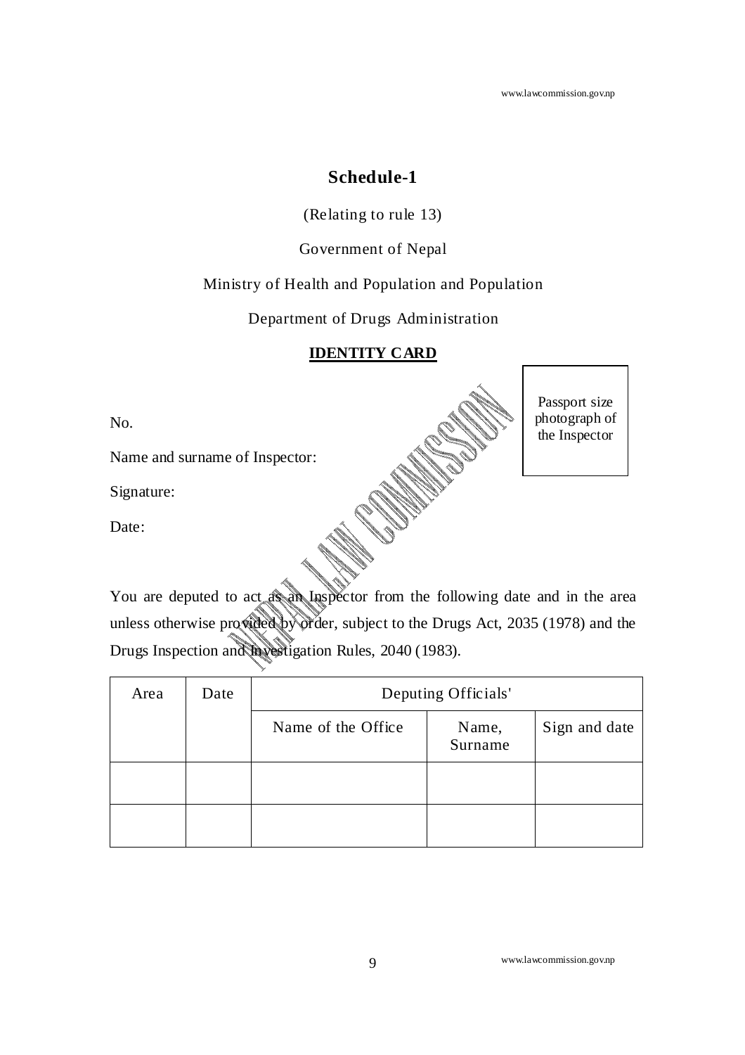# Schedule-1

(Relating to rule 13)

Government of Nepal

Ministry of Health and Population and Population

Department of Drugs Administration

**IDENTITY CARD**

Passport size photograph of the Inspector

No.

Name and surname of Inspector:

Signature:

Date:

You are deputed to act as an Inspector from the following date and in the area unless otherwise provided by order, subject to the Drugs Act, 2035 (1978) and the Drugs Inspection and Investigation Rules, 2040 (1983).

| Area | Date | Deputing Officials' | | |
|---|---|---|---|---|
| | | Name of the Office | Name, Surname | Sign and date |
| | | | | |
| | | | | |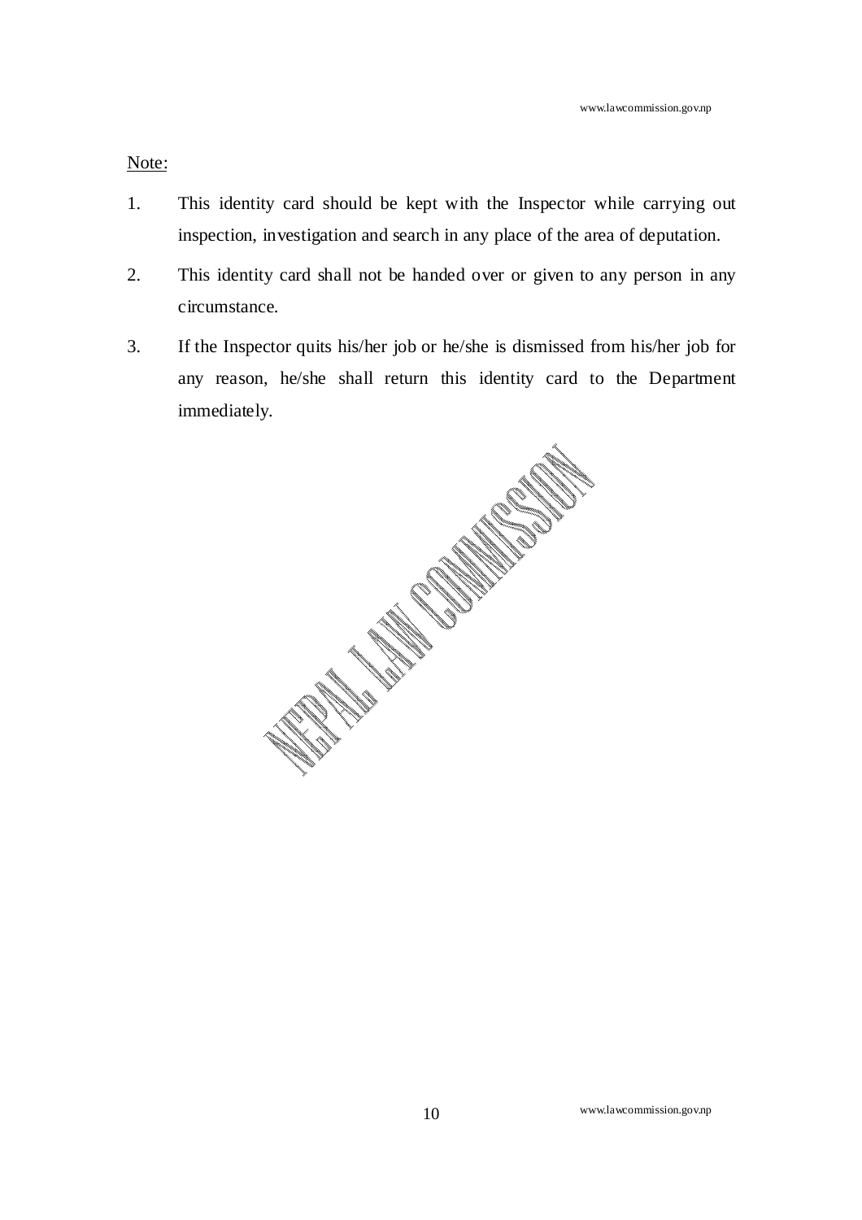Note:

1. This identity card should be kept with the Inspector while carrying out inspection, investigation and search in any place of the area of deputation.
2. This identity card shall not be handed over or given to any person in any circumstance.
3. If the Inspector quits his/her job or he/she is dismissed from his/her job for any reason, he/she shall return this identity card to the Department immediately.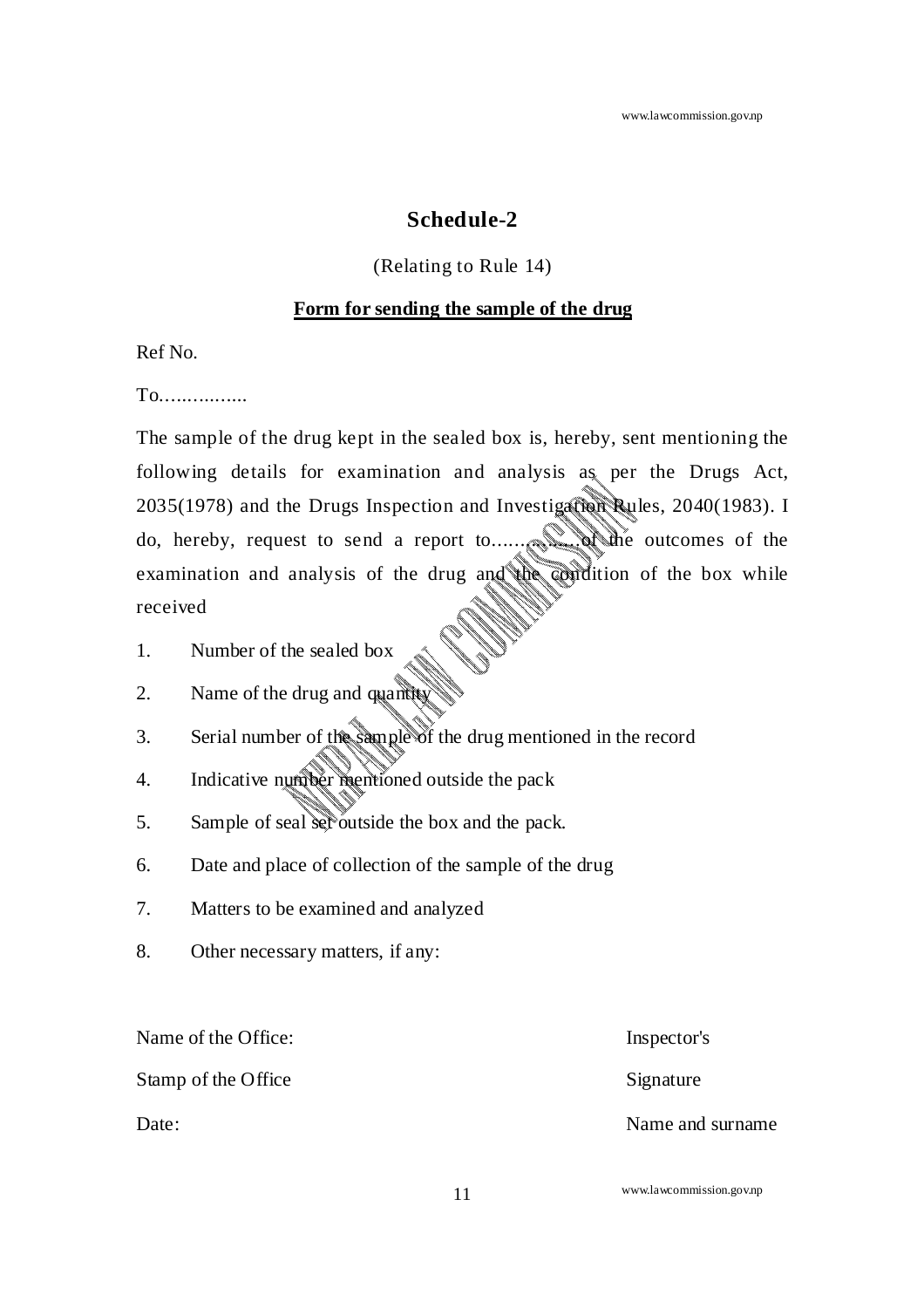## Schedule-2

(Relating to Rule 14)

**Form for sending the sample of the drug**

Ref No.

To................

The sample of the drug kept in the sealed box is, hereby, sent mentioning the following details for examination and analysis as per the Drugs Act, 2035(1978) and the Drugs Inspection and Investigation Rules, 2040(1983). I do, hereby, request to send a report to................of the outcomes of the examination and analysis of the drug and the condition of the box while received

1. Number of the sealed box
2. Name of the drug and quantity
3. Serial number of the sample of the drug mentioned in the record
4. Indicative number mentioned outside the pack
5. Sample of seal set outside the box and the pack.
6. Date and place of collection of the sample of the drug
7. Matters to be examined and analyzed
8. Other necessary matters, if any:

Name of the Office:

Stamp of the Office

Date:

Inspector's

Signature

Name and surname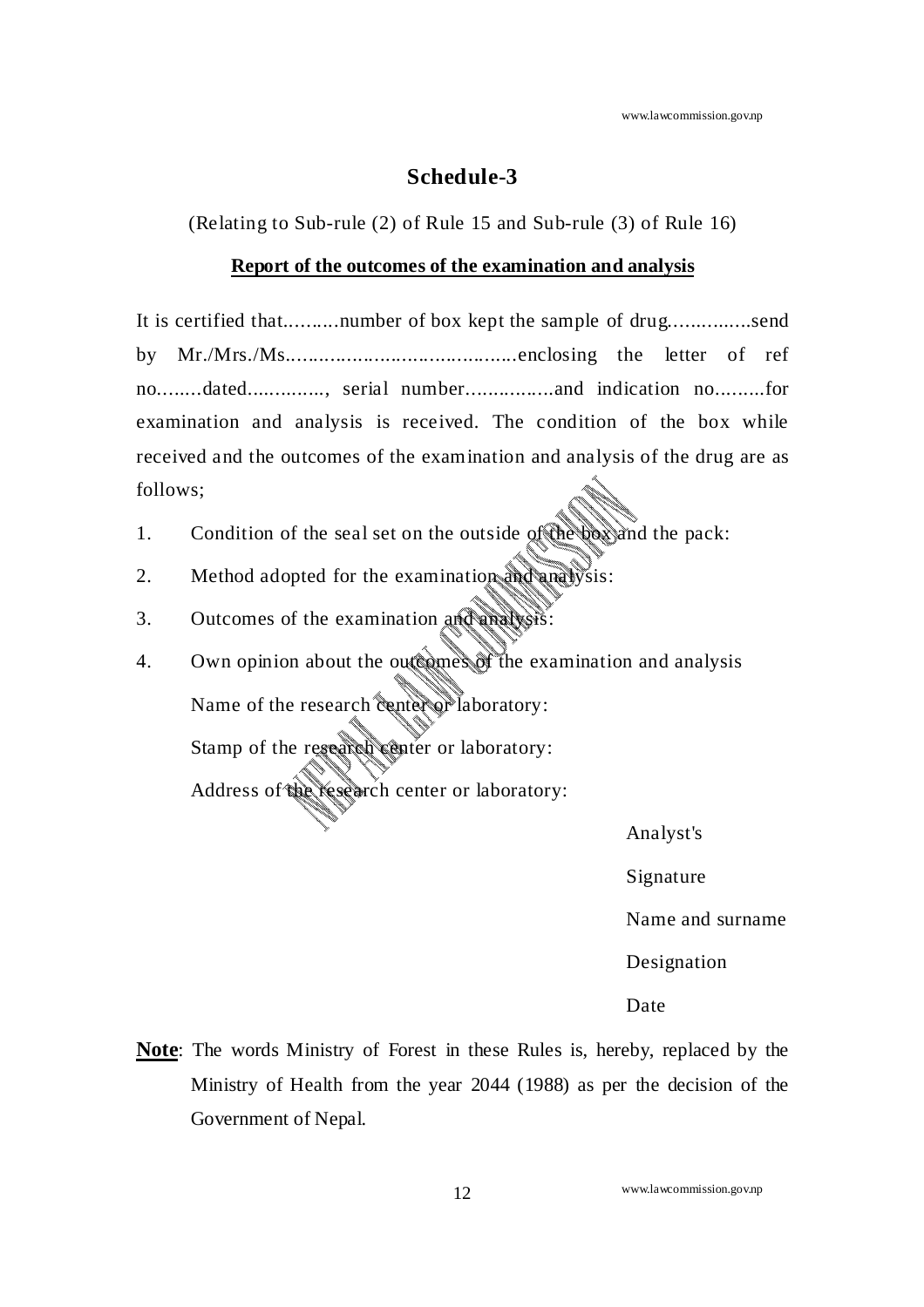## Schedule-3

(Relating to Sub-rule (2) of Rule 15 and Sub-rule (3) of Rule 16)

**Report of the outcomes of the examination and analysis**

It is certified that..........number of box kept the sample of drug...............send by Mr./Mrs./Ms.........................................enclosing the letter of ref no........dated.............., serial number................and indication no.........for examination and analysis is received. The condition of the box while received and the outcomes of the examination and analysis of the drug are as follows;

1. Condition of the seal set on the outside of the box and the pack:
2. Method adopted for the examination and analysis:
3. Outcomes of the examination and analysis:
4. Own opinion about the outcomes of the examination and analysis

   Name of the research center or laboratory:

   Stamp of the research center or laboratory:

   Address of the research center or laboratory:

Analyst's

Signature

Name and surname

Designation

Date

**Note**: The words Ministry of Forest in these Rules is, hereby, replaced by the Ministry of Health from the year 2044 (1988) as per the decision of the Government of Nepal.